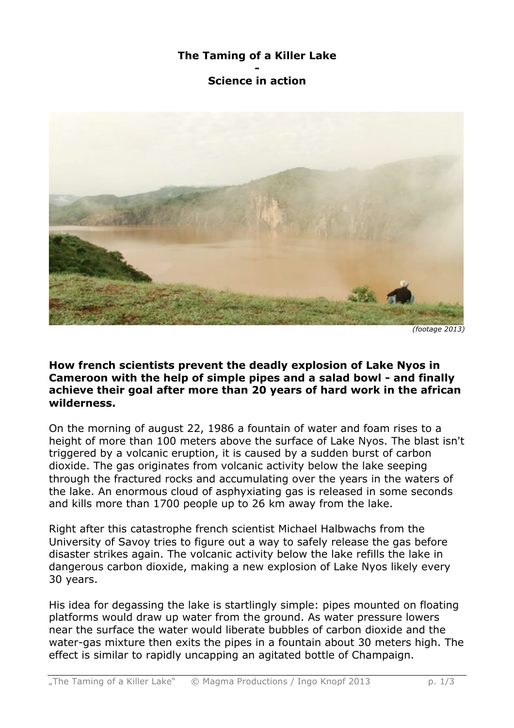**The Taming of a Killer Lake**

**-**

**Science in action**

*(footage 2013)*

**How french scientists prevent the deadly explosion of Lake Nyos in Cameroon with the help of simple pipes and a salad bowl - and finally achieve their goal after more than 20 years of hard work in the african wilderness.**

On the morning of august 22, 1986 a fountain of water and foam rises to a height of more than 100 meters above the surface of Lake Nyos. The blast isn't triggered by a volcanic eruption, it is caused by a sudden burst of carbon dioxide. The gas originates from volcanic activity below the lake seeping through the fractured rocks and accumulating over the years in the waters of the lake. An enormous cloud of asphyxiating gas is released in some seconds and kills more than 1700 people up to 26 km away from the lake.

Right after this catastrophe french scientist Michael Halbwachs from the University of Savoy tries to figure out a way to safely release the gas before disaster strikes again. The volcanic activity below the lake refills the lake in dangerous carbon dioxide, making a new explosion of Lake Nyos likely every 30 years.

His idea for degassing the lake is startlingly simple: pipes mounted on floating platforms would draw up water from the ground. As water pressure lowers near the surface the water would liberate bubbles of carbon dioxide and the water-gas mixture then exits the pipes in a fountain about 30 meters high. The effect is similar to rapidly uncapping an agitated bottle of Champaign.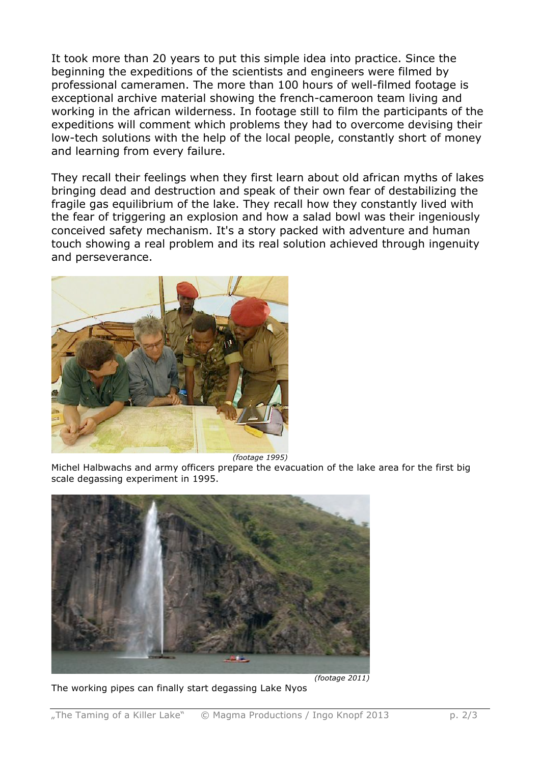It took more than 20 years to put this simple idea into practice. Since the beginning the expeditions of the scientists and engineers were filmed by professional cameramen. The more than 100 hours of well-filmed footage is exceptional archive material showing the french-cameroon team living and working in the african wilderness. In footage still to film the participants of the expeditions will comment which problems they had to overcome devising their low-tech solutions with the help of the local people, constantly short of money and learning from every failure.

They recall their feelings when they first learn about old african myths of lakes bringing dead and destruction and speak of their own fear of destabilizing the fragile gas equilibrium of the lake. They recall how they constantly lived with the fear of triggering an explosion and how a salad bowl was their ingeniously conceived safety mechanism. It's a story packed with adventure and human touch showing a real problem and its real solution achieved through ingenuity and perseverance.

*(footage 1995)*

Michel Halbwachs and army officers prepare the evacuation of the lake area for the first big scale degassing experiment in 1995.

*(footage 2011)*

The working pipes can finally start degassing Lake Nyos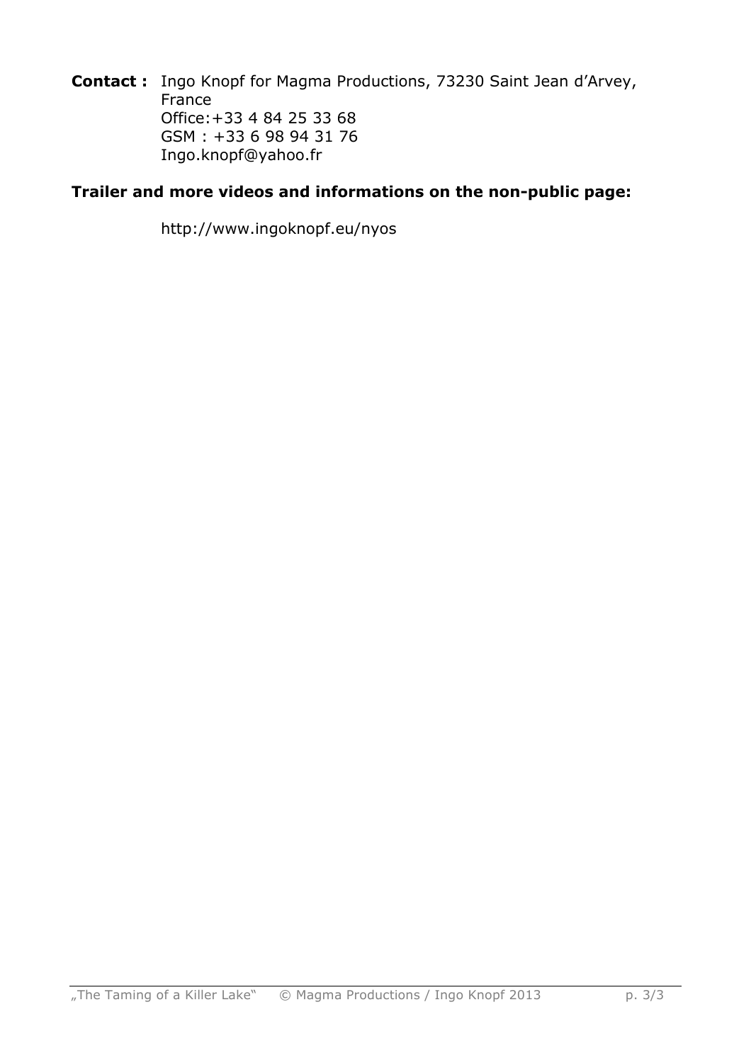**Contact :** Ingo Knopf for Magma Productions, 73230 Saint Jean d'Arvey, France
Office:+33 4 84 25 33 68
GSM : +33 6 98 94 31 76
Ingo.knopf@yahoo.fr

**Trailer and more videos and informations on the non-public page:**

http://www.ingoknopf.eu/nyos